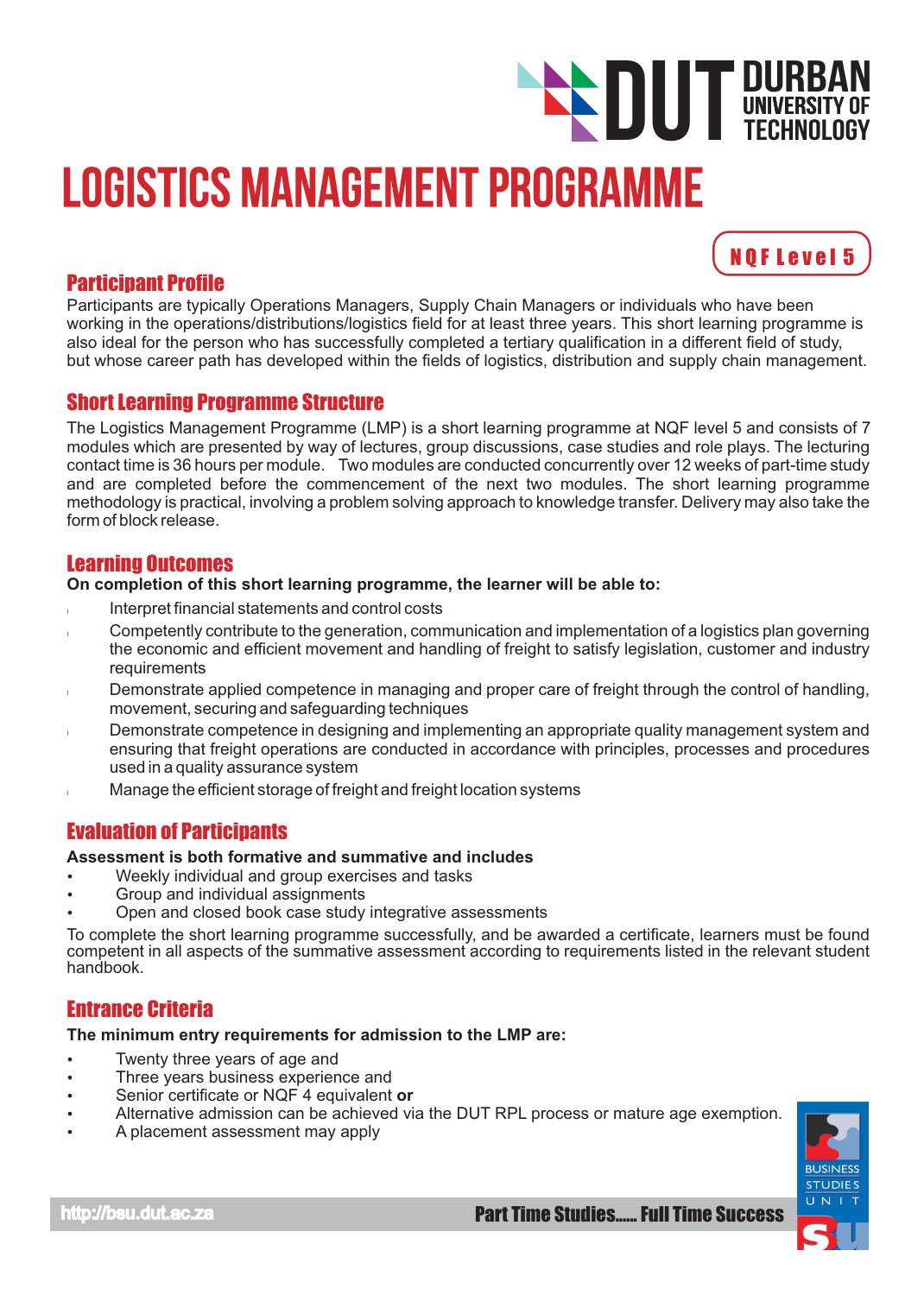# LOGISTICS MANAGEMENT PROGRAMME

**NQF Level 5**

## Participant Profile

Participants are typically Operations Managers, Supply Chain Managers or individuals who have been working in the operations/distributions/logistics field for at least three years. This short learning programme is also ideal for the person who has successfully completed a tertiary qualification in a different field of study, but whose career path has developed within the fields of logistics, distribution and supply chain management.

## Short Learning Programme Structure

The Logistics Management Programme (LMP) is a short learning programme at NQF level 5 and consists of 7 modules which are presented by way of lectures, group discussions, case studies and role plays. The lecturing contact time is 36 hours per module. Two modules are conducted concurrently over 12 weeks of part-time study and are completed before the commencement of the next two modules. The short learning programme methodology is practical, involving a problem solving approach to knowledge transfer. Delivery may also take the form of block release.

## Learning Outcomes

**On completion of this short learning programme, the learner will be able to:**

- Interpret financial statements and control costs
- Competently contribute to the generation, communication and implementation of a logistics plan governing the economic and efficient movement and handling of freight to satisfy legislation, customer and industry requirements
- Demonstrate applied competence in managing and proper care of freight through the control of handling, movement, securing and safeguarding techniques
- Demonstrate competence in designing and implementing an appropriate quality management system and ensuring that freight operations are conducted in accordance with principles, processes and procedures used in a quality assurance system
- Manage the efficient storage of freight and freight location systems

## Evaluation of Participants

**Assessment is both formative and summative and includes**

- Weekly individual and group exercises and tasks
- Group and individual assignments
- Open and closed book case study integrative assessments

To complete the short learning programme successfully, and be awarded a certificate, learners must be found competent in all aspects of the summative assessment according to requirements listed in the relevant student handbook.

## Entrance Criteria

**The minimum entry requirements for admission to the LMP are:**

- Twenty three years of age and
- Three years business experience and
- Senior certificate or NQF 4 equivalent **or**
- Alternative admission can be achieved via the DUT RPL process or mature age exemption.
- A placement assessment may apply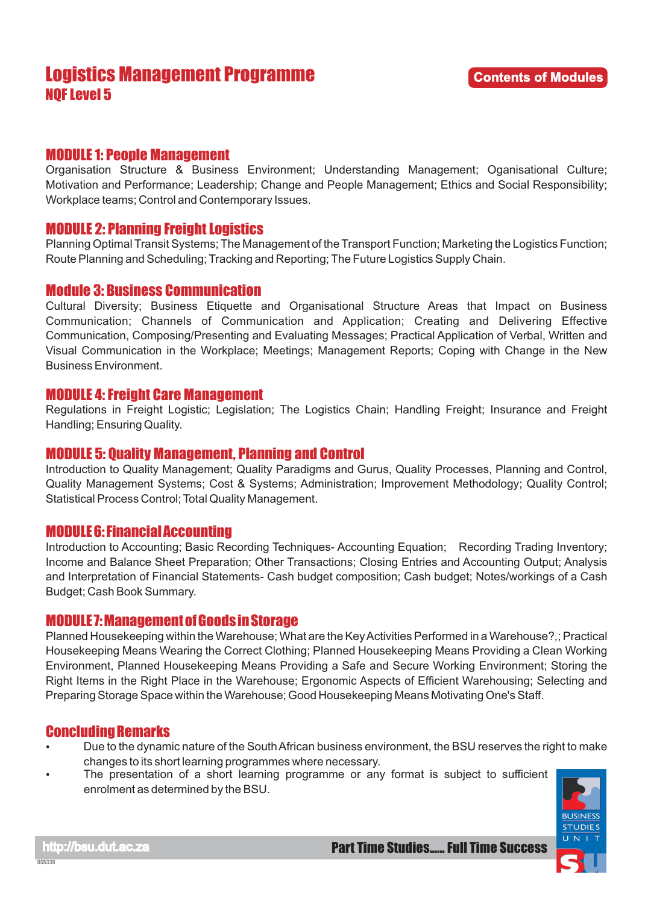# Logistics Management Programme
## NQF Level 5

Contents of Modules

### MODULE 1: People Management

Organisation Structure & Business Environment; Understanding Management; Ogansational Culture; Motivation and Performance; Leadership; Change and People Management; Ethics and Social Responsibility; Workplace teams; Control and Contemporary Issues.

### MODULE 2: Planning Freight Logistics

Planning Optimal Transit Systems; The Management of the Transport Function; Marketing the Logistics Function; Route Planning and Scheduling; Tracking and Reporting; The Future Logistics Supply Chain.

### Module 3: Business Communication

Cultural Diversity; Business Etiquette and Organisational Structure Areas that Impact on Business Communication; Channels of Communication and Application; Creating and Delivering Effective Communication, Composing/Presenting and Evaluating Messages; Practical Application of Verbal, Written and Visual Communication in the Workplace; Meetings; Management Reports; Coping with Change in the New Business Environment.

### MODULE 4: Freight Care Management

Regulations in Freight Logistic; Legislation; The Logistics Chain; Handling Freight; Insurance and Freight Handling; Ensuring Quality.

### MODULE 5: Quality Management, Planning and Control

Introduction to Quality Management; Quality Paradigms and Gurus, Quality Processes, Planning and Control, Quality Management Systems; Cost & Systems; Administration; Improvement Methodology; Quality Control; Statistical Process Control; Total Quality Management.

### MODULE 6: Financial Accounting

Introduction to Accounting; Basic Recording Techniques- Accounting Equation; Recording Trading Inventory; Income and Balance Sheet Preparation; Other Transactions; Closing Entries and Accounting Output; Analysis and Interpretation of Financial Statements- Cash budget composition; Cash budget; Notes/workings of a Cash Budget; Cash Book Summary.

### MODULE 7: Management of Goods in Storage

Planned Housekeeping within the Warehouse; What are the Key Activities Performed in a Warehouse?,; Practical Housekeeping Means Wearing the Correct Clothing; Planned Housekeeping Means Providing a Clean Working Environment, Planned Housekeeping Means Providing a Safe and Secure Working Environment; Storing the Right Items in the Right Place in the Warehouse; Ergonomic Aspects of Efficient Warehousing; Selecting and Preparing Storage Space within the Warehouse; Good Housekeeping Means Motivating One's Staff.

### Concluding Remarks

- Due to the dynamic nature of the South African business environment, the BSU reserves the right to make changes to its short learning programmes where necessary.
- The presentation of a short learning programme or any format is subject to sufficient enrolment as determined by the BSU.

http://bsu.dut.ac.za

Part Time Studies...... Full Time Success